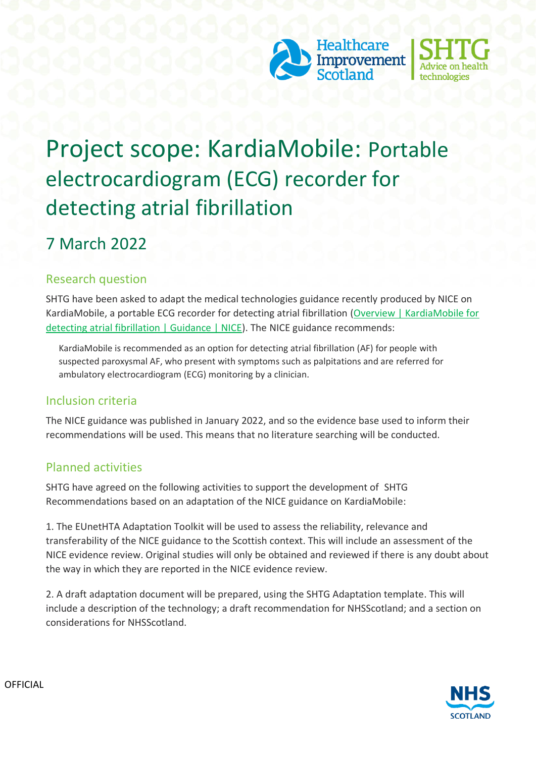# Project scope: KardiaMobile: Portable electrocardiogram (ECG) recorder for detecting atrial fibrillation

## 7 March 2022

### Research question

SHTG have been asked to adapt the medical technologies guidance recently produced by NICE on KardiaMobile, a portable ECG recorder for detecting atrial fibrillation (Overview | KardiaMobile for detecting atrial fibrillation | Guidance | NICE). The NICE guidance recommends:

> KardiaMobile is recommended as an option for detecting atrial fibrillation (AF) for people with suspected paroxysmal AF, who present with symptoms such as palpitations and are referred for ambulatory electrocardiogram (ECG) monitoring by a clinician.

### Inclusion criteria

The NICE guidance was published in January 2022, and so the evidence base used to inform their recommendations will be used. This means that no literature searching will be conducted.

### Planned activities

SHTG have agreed on the following activities to support the development of SHTG Recommendations based on an adaptation of the NICE guidance on KardiaMobile:

1. The EUnetHTA Adaptation Toolkit will be used to assess the reliability, relevance and transferability of the NICE guidance to the Scottish context. This will include an assessment of the NICE evidence review. Original studies will only be obtained and reviewed if there is any doubt about the way in which they are reported in the NICE evidence review.

2. A draft adaptation document will be prepared, using the SHTG Adaptation template. This will include a description of the technology; a draft recommendation for NHSScotland; and a section on considerations for NHSScotland.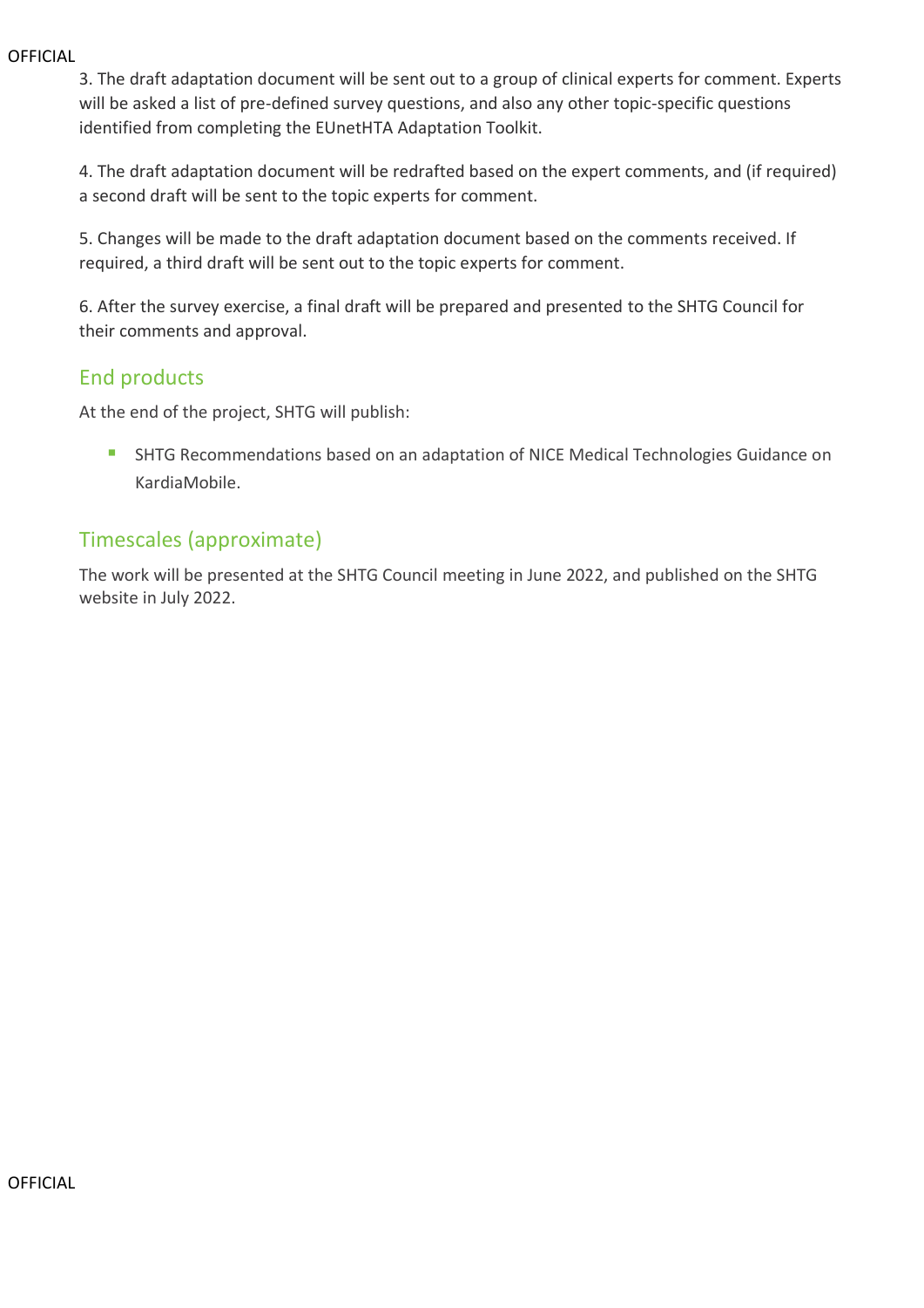3. The draft adaptation document will be sent out to a group of clinical experts for comment. Experts will be asked a list of pre-defined survey questions, and also any other topic-specific questions identified from completing the EUnetHTA Adaptation Toolkit.

4. The draft adaptation document will be redrafted based on the expert comments, and (if required) a second draft will be sent to the topic experts for comment.

5. Changes will be made to the draft adaptation document based on the comments received. If required, a third draft will be sent out to the topic experts for comment.

6. After the survey exercise, a final draft will be prepared and presented to the SHTG Council for their comments and approval.

## End products

At the end of the project, SHTG will publish:

- SHTG Recommendations based on an adaptation of NICE Medical Technologies Guidance on KardiaMobile.

## Timescales (approximate)

The work will be presented at the SHTG Council meeting in June 2022, and published on the SHTG website in July 2022.